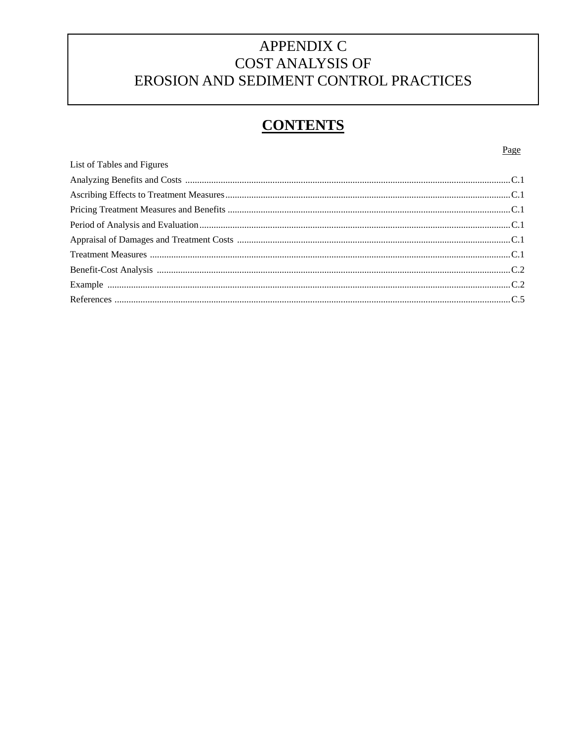# APPENDIX C
# COST ANALYSIS OF
# EROSION AND SEDIMENT CONTROL PRACTICES

## CONTENTS

| | Page |
|---|---|
| List of Tables and Figures | |
| Analyzing Benefits and Costs | C.1 |
| Ascribing Effects to Treatment Measures | C.1 |
| Pricing Treatment Measures and Benefits | C.1 |
| Period of Analysis and Evaluation | C.1 |
| Appraisal of Damages and Treatment Costs | C.1 |
| Treatment Measures | C.1 |
| Benefit-Cost Analysis | C.2 |
| Example | C.2 |
| References | C.5 |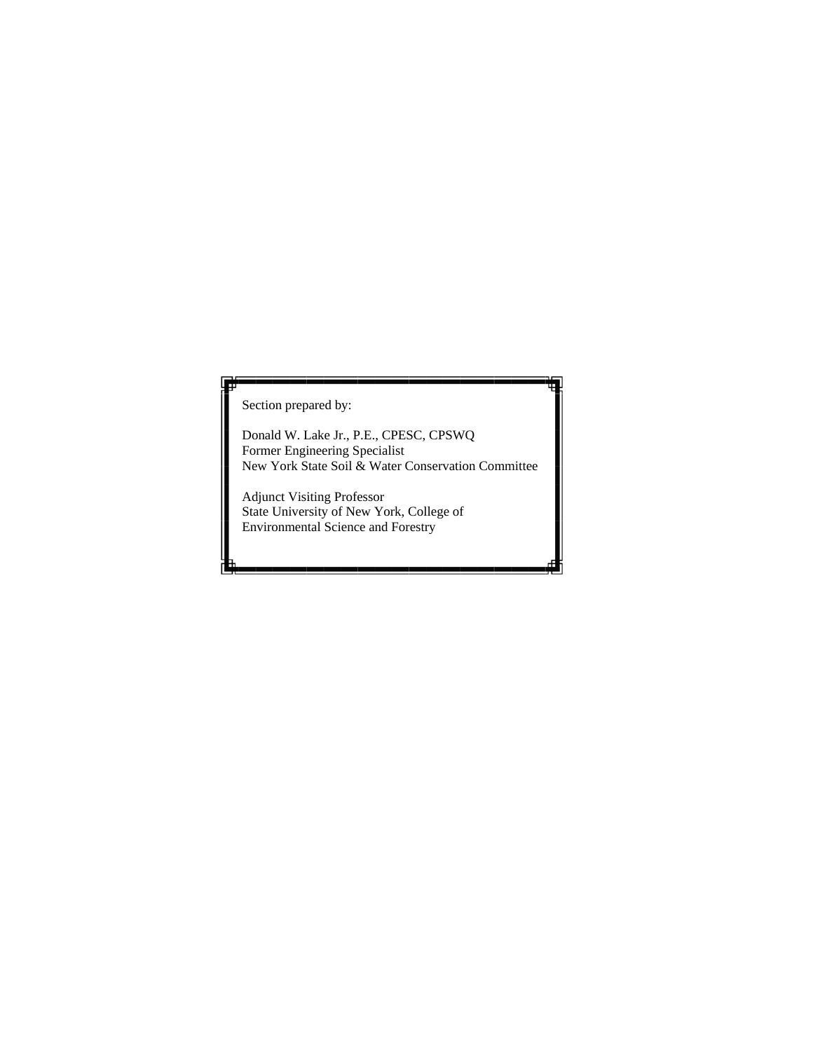Section prepared by:

Donald W. Lake Jr., P.E., CPESC, CPSWQ
Former Engineering Specialist
New York State Soil & Water Conservation Committee

Adjunct Visiting Professor
State University of New York, College of
Environmental Science and Forestry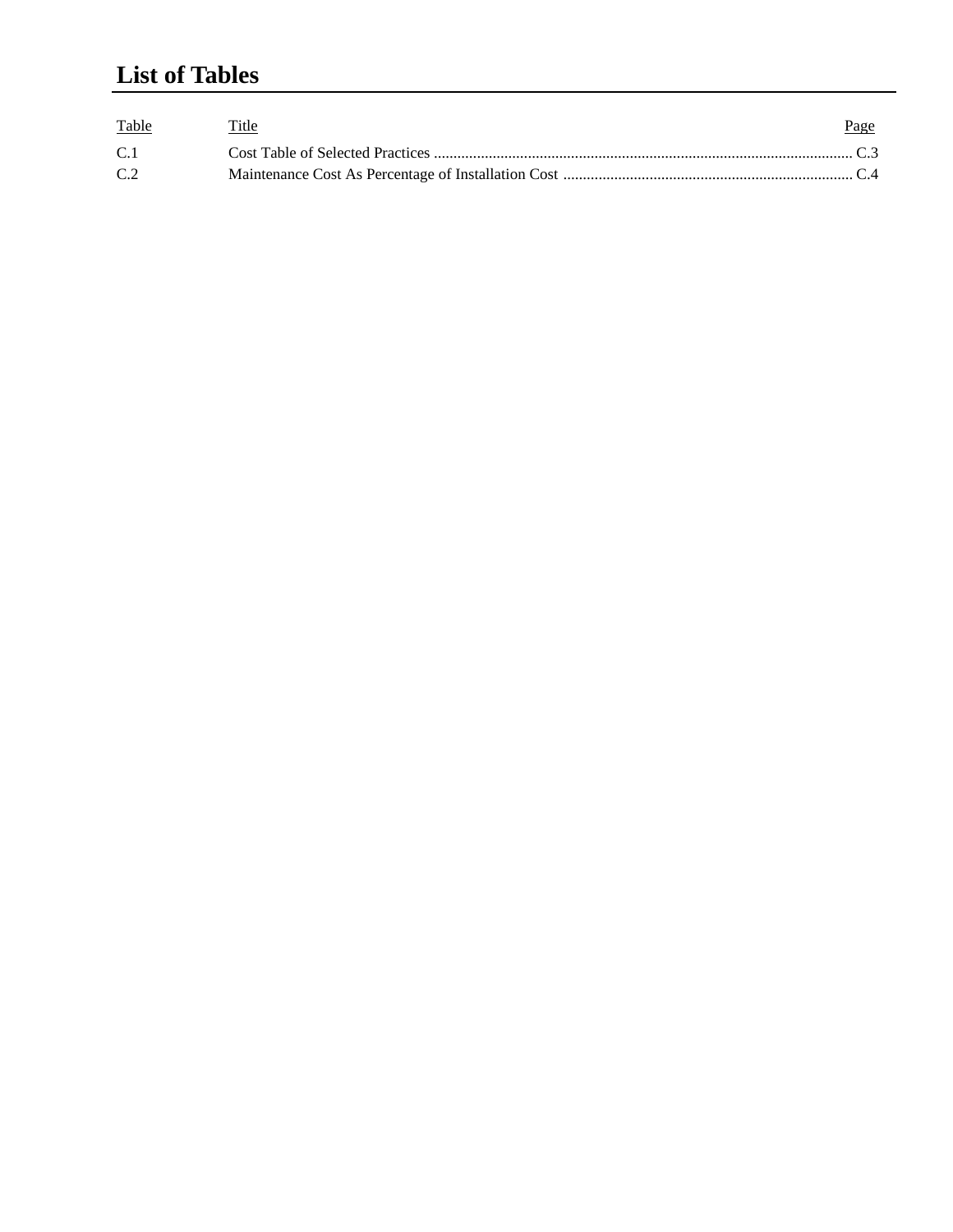# List of Tables

| Table | Title | Page |
|---|---|---|
| C.1 | Cost Table of Selected Practices | C.3 |
| C.2 | Maintenance Cost As Percentage of Installation Cost | C.4 |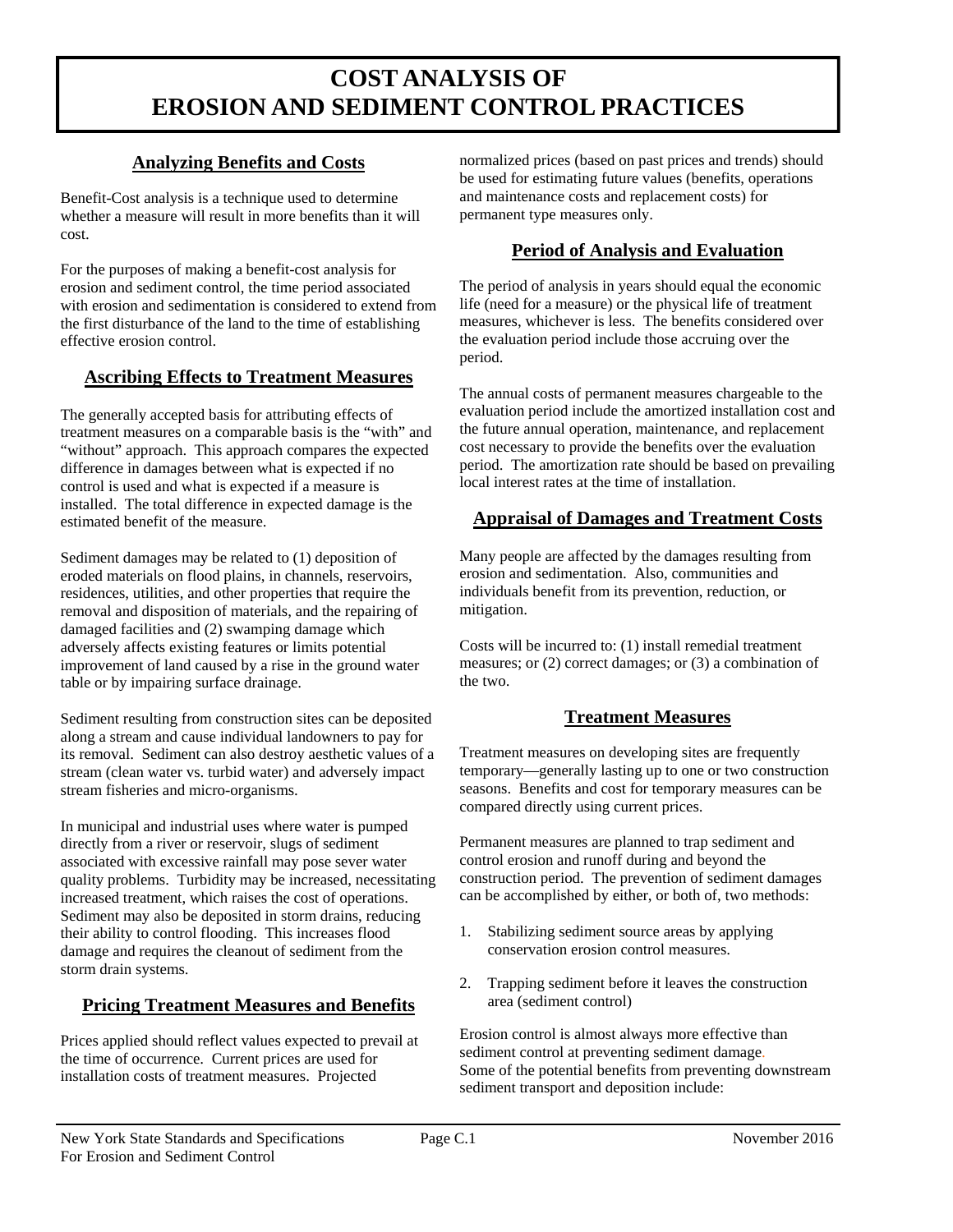# COST ANALYSIS OF EROSION AND SEDIMENT CONTROL PRACTICES

## Analyzing Benefits and Costs

Benefit-Cost analysis is a technique used to determine whether a measure will result in more benefits than it will cost.

For the purposes of making a benefit-cost analysis for erosion and sediment control, the time period associated with erosion and sedimentation is considered to extend from the first disturbance of the land to the time of establishing effective erosion control.

## Ascribing Effects to Treatment Measures

The generally accepted basis for attributing effects of treatment measures on a comparable basis is the "with" and "without" approach. This approach compares the expected difference in damages between what is expected if no control is used and what is expected if a measure is installed. The total difference in expected damage is the estimated benefit of the measure.

Sediment damages may be related to (1) deposition of eroded materials on flood plains, in channels, reservoirs, residences, utilities, and other properties that require the removal and disposition of materials, and the repairing of damaged facilities and (2) swamping damage which adversely affects existing features or limits potential improvement of land caused by a rise in the ground water table or by impairing surface drainage.

Sediment resulting from construction sites can be deposited along a stream and cause individual landowners to pay for its removal. Sediment can also destroy aesthetic values of a stream (clean water vs. turbid water) and adversely impact stream fisheries and micro-organisms.

In municipal and industrial uses where water is pumped directly from a river or reservoir, slugs of sediment associated with excessive rainfall may pose sever water quality problems. Turbidity may be increased, necessitating increased treatment, which raises the cost of operations. Sediment may also be deposited in storm drains, reducing their ability to control flooding. This increases flood damage and requires the cleanout of sediment from the storm drain systems.

## Pricing Treatment Measures and Benefits

Prices applied should reflect values expected to prevail at the time of occurrence. Current prices are used for installation costs of treatment measures. Projected normalized prices (based on past prices and trends) should be used for estimating future values (benefits, operations and maintenance costs and replacement costs) for permanent type measures only.

## Period of Analysis and Evaluation

The period of analysis in years should equal the economic life (need for a measure) or the physical life of treatment measures, whichever is less. The benefits considered over the evaluation period include those accruing over the period.

The annual costs of permanent measures chargeable to the evaluation period include the amortized installation cost and the future annual operation, maintenance, and replacement cost necessary to provide the benefits over the evaluation period. The amortization rate should be based on prevailing local interest rates at the time of installation.

## Appraisal of Damages and Treatment Costs

Many people are affected by the damages resulting from erosion and sedimentation. Also, communities and individuals benefit from its prevention, reduction, or mitigation.

Costs will be incurred to: (1) install remedial treatment measures; or (2) correct damages; or (3) a combination of the two.

## Treatment Measures

Treatment measures on developing sites are frequently temporary—generally lasting up to one or two construction seasons. Benefits and cost for temporary measures can be compared directly using current prices.

Permanent measures are planned to trap sediment and control erosion and runoff during and beyond the construction period. The prevention of sediment damages can be accomplished by either, or both of, two methods:

1. Stabilizing sediment source areas by applying conservation erosion control measures.
2. Trapping sediment before it leaves the construction area (sediment control)

Erosion control is almost always more effective than sediment control at preventing sediment damage.
Some of the potential benefits from preventing downstream sediment transport and deposition include: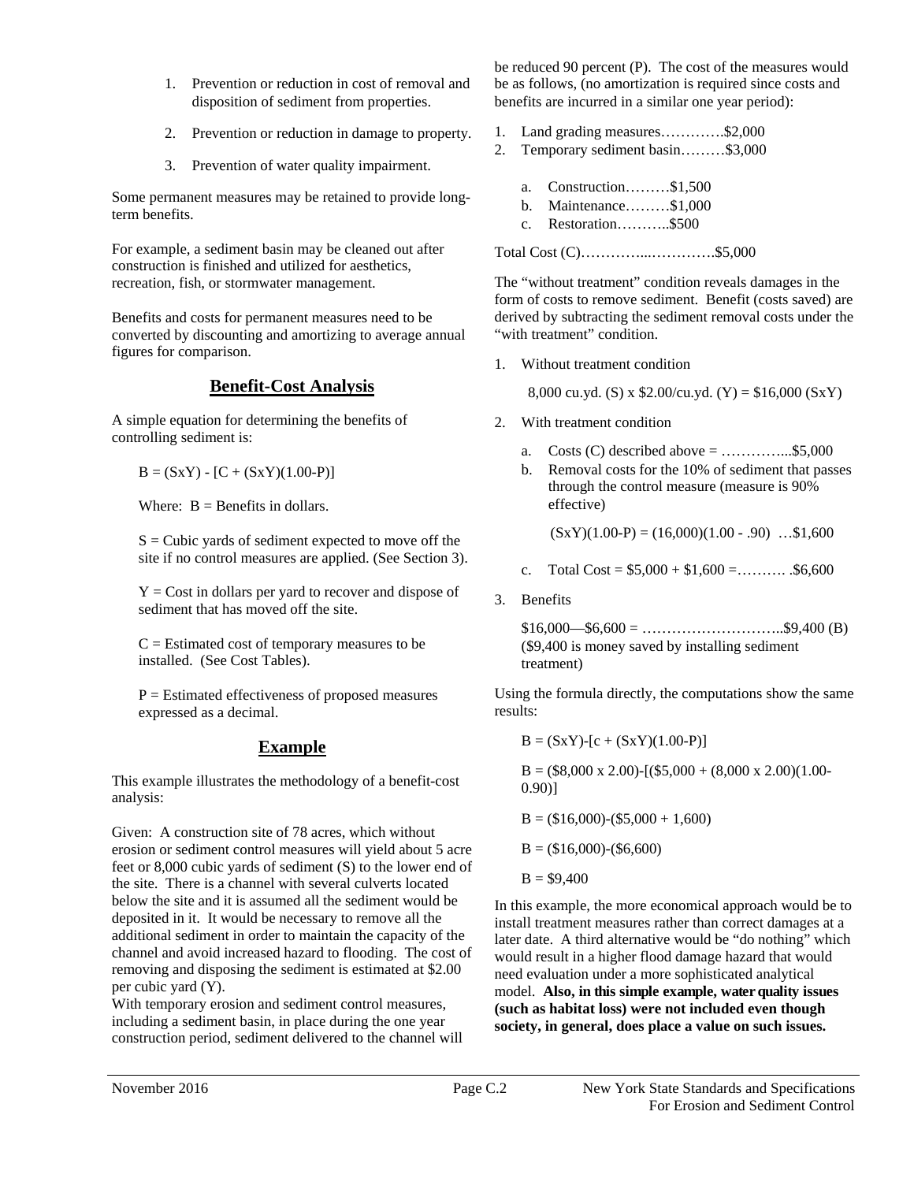1. Prevention or reduction in cost of removal and disposition of sediment from properties.
2. Prevention or reduction in damage to property.
3. Prevention of water quality impairment.

Some permanent measures may be retained to provide long-term benefits.

For example, a sediment basin may be cleaned out after construction is finished and utilized for aesthetics, recreation, fish, or stormwater management.

Benefits and costs for permanent measures need to be converted by discounting and amortizing to average annual figures for comparison.

## Benefit-Cost Analysis

A simple equation for determining the benefits of controlling sediment is:

$$B = (SxY) - [C + (SxY)(1.00-P)]$$

Where: B = Benefits in dollars.

S = Cubic yards of sediment expected to move off the site if no control measures are applied. (See Section 3).

Y = Cost in dollars per yard to recover and dispose of sediment that has moved off the site.

C = Estimated cost of temporary measures to be installed. (See Cost Tables).

P = Estimated effectiveness of proposed measures expressed as a decimal.

## Example

This example illustrates the methodology of a benefit-cost analysis:

Given: A construction site of 78 acres, which without erosion or sediment control measures will yield about 5 acre feet or 8,000 cubic yards of sediment (S) to the lower end of the site. There is a channel with several culverts located below the site and it is assumed all the sediment would be deposited in it. It would be necessary to remove all the additional sediment in order to maintain the capacity of the channel and avoid increased hazard to flooding. The cost of removing and disposing the sediment is estimated at $2.00 per cubic yard (Y).

With temporary erosion and sediment control measures, including a sediment basin, in place during the one year construction period, sediment delivered to the channel will be reduced 90 percent (P). The cost of the measures would be as follows, (no amortization is required since costs and benefits are incurred in a similar one year period):

1. Land grading measures………….$2,000
2. Temporary sediment basin………$3,000
   a. Construction………$1,500
   b. Maintenance………$1,000
   c. Restoration………..$500

Total Cost (C)…………...………….$5,000

The "without treatment" condition reveals damages in the form of costs to remove sediment. Benefit (costs saved) are derived by subtracting the sediment removal costs under the "with treatment" condition.

1. Without treatment condition

   8,000 cu.yd. (S) x $2.00/cu.yd. (Y) = $16,000 (SxY)

2. With treatment condition
   a. Costs (C) described above = …………...$5,000
   b. Removal costs for the 10% of sediment that passes through the control measure (measure is 90% effective)

      $(SxY)(1.00-P) = (16,000)(1.00 - .90)$ …$1,600

   c. Total Cost = $5,000 + $1,600 =………. .$6,600

3. Benefits

   $16,000—$6,600 = ………………………..$9,400 (B)
   ($9,400 is money saved by installing sediment treatment)

Using the formula directly, the computations show the same results:

$$B = (SxY)-[c + (SxY)(1.00-P)]$$

$$B = (\$8,000 \times 2.00)-[(\$5,000 + (8,000 \times 2.00)(1.00-0.90)]$$

$$B = (\$16,000)-(\$5,000 + 1,600)$$

$$B = (\$16,000)-(\$6,600)$$

$$B = \$9,400$$

In this example, the more economical approach would be to install treatment measures rather than correct damages at a later date. A third alternative would be "do nothing" which would result in a higher flood damage hazard that would need evaluation under a more sophisticated analytical model. **Also, in this simple example, water quality issues (such as habitat loss) were not included even though society, in general, does place a value on such issues.**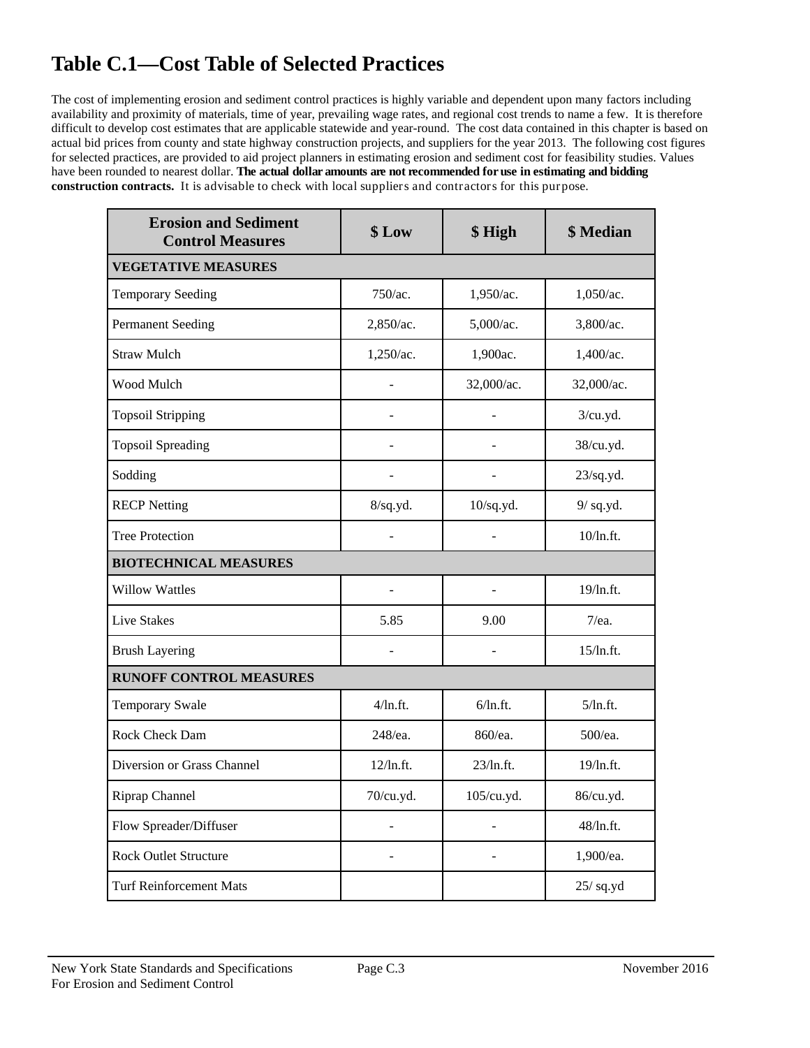# Table C.1—Cost Table of Selected Practices

The cost of implementing erosion and sediment control practices is highly variable and dependent upon many factors including availability and proximity of materials, time of year, prevailing wage rates, and regional cost trends to name a few. It is therefore difficult to develop cost estimates that are applicable statewide and year-round. The cost data contained in this chapter is based on actual bid prices from county and state highway construction projects, and suppliers for the year 2013. The following cost figures for selected practices, are provided to aid project planners in estimating erosion and sediment cost for feasibility studies. Values have been rounded to nearest dollar. **The actual dollar amounts are not recommended for use in estimating and bidding construction contracts.** It is advisable to check with local suppliers and contractors for this purpose.

| Erosion and Sediment Control Measures | $ Low | $ High | $ Median |
|---|---|---|---|
| **VEGETATIVE MEASURES** | | | |
| Temporary Seeding | 750/ac. | 1,950/ac. | 1,050/ac. |
| Permanent Seeding | 2,850/ac. | 5,000/ac. | 3,800/ac. |
| Straw Mulch | 1,250/ac. | 1,900ac. | 1,400/ac. |
| Wood Mulch | - | 32,000/ac. | 32,000/ac. |
| Topsoil Stripping | - | - | 3/cu.yd. |
| Topsoil Spreading | - | - | 38/cu.yd. |
| Sodding | - | - | 23/sq.yd. |
| RECP Netting | 8/sq.yd. | 10/sq.yd. | 9/ sq.yd. |
| Tree Protection | - | - | 10/ln.ft. |
| **BIOTECHNICAL MEASURES** | | | |
| Willow Wattles | - | - | 19/ln.ft. |
| Live Stakes | 5.85 | 9.00 | 7/ea. |
| Brush Layering | - | - | 15/ln.ft. |
| **RUNOFF CONTROL MEASURES** | | | |
| Temporary Swale | 4/ln.ft. | 6/ln.ft. | 5/ln.ft. |
| Rock Check Dam | 248/ea. | 860/ea. | 500/ea. |
| Diversion or Grass Channel | 12/ln.ft. | 23/ln.ft. | 19/ln.ft. |
| Riprap Channel | 70/cu.yd. | 105/cu.yd. | 86/cu.yd. |
| Flow Spreader/Diffuser | - | - | 48/ln.ft. |
| Rock Outlet Structure | - | - | 1,900/ea. |
| Turf Reinforcement Mats | | | 25/ sq.yd |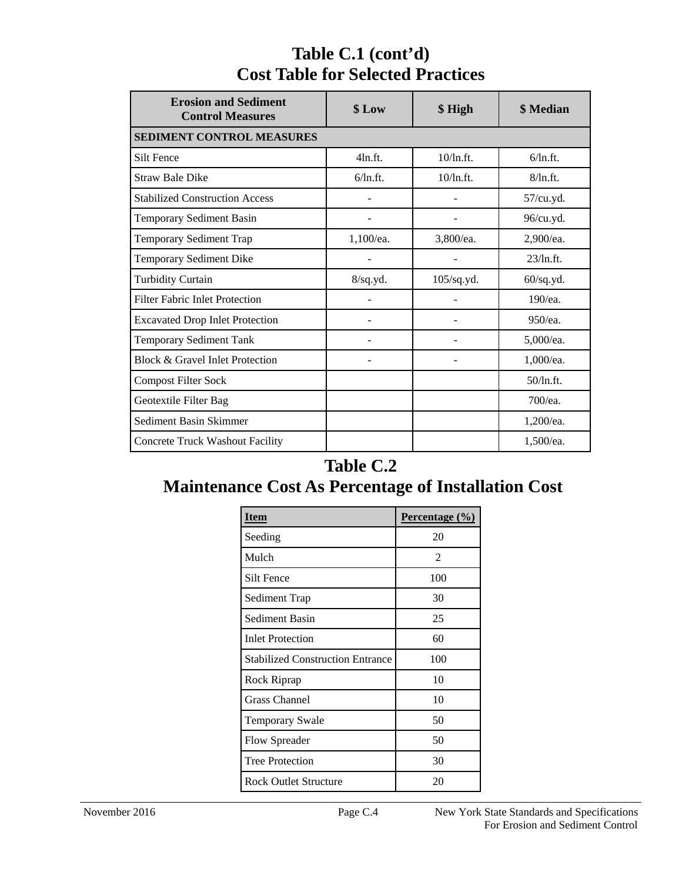## Table C.1 (cont'd)
## Cost Table for Selected Practices

| Erosion and Sediment Control Measures | $ Low | $ High | $ Median |
|---|---|---|---|
| **SEDIMENT CONTROL MEASURES** | | | |
| Silt Fence | 4ln.ft. | 10/ln.ft. | 6/ln.ft. |
| Straw Bale Dike | 6/ln.ft. | 10/ln.ft. | 8/ln.ft. |
| Stabilized Construction Access | - | - | 57/cu.yd. |
| Temporary Sediment Basin | - | - | 96/cu.yd. |
| Temporary Sediment Trap | 1,100/ea. | 3,800/ea. | 2,900/ea. |
| Temporary Sediment Dike | - | - | 23/ln.ft. |
| Turbidity Curtain | 8/sq.yd. | 105/sq.yd. | 60/sq.yd. |
| Filter Fabric Inlet Protection | - | - | 190/ea. |
| Excavated Drop Inlet Protection | - | - | 950/ea. |
| Temporary Sediment Tank | - | - | 5,000/ea. |
| Block & Gravel Inlet Protection | - | - | 1,000/ea. |
| Compost Filter Sock | | | 50/ln.ft. |
| Geotextile Filter Bag | | | 700/ea. |
| Sediment Basin Skimmer | | | 1,200/ea. |
| Concrete Truck Washout Facility | | | 1,500/ea. |

## Table C.2
## Maintenance Cost As Percentage of Installation Cost

| Item | Percentage (%) |
|---|---|
| Seeding | 20 |
| Mulch | 2 |
| Silt Fence | 100 |
| Sediment Trap | 30 |
| Sediment Basin | 25 |
| Inlet Protection | 60 |
| Stabilized Construction Entrance | 100 |
| Rock Riprap | 10 |
| Grass Channel | 10 |
| Temporary Swale | 50 |
| Flow Spreader | 50 |
| Tree Protection | 30 |
| Rock Outlet Structure | 20 |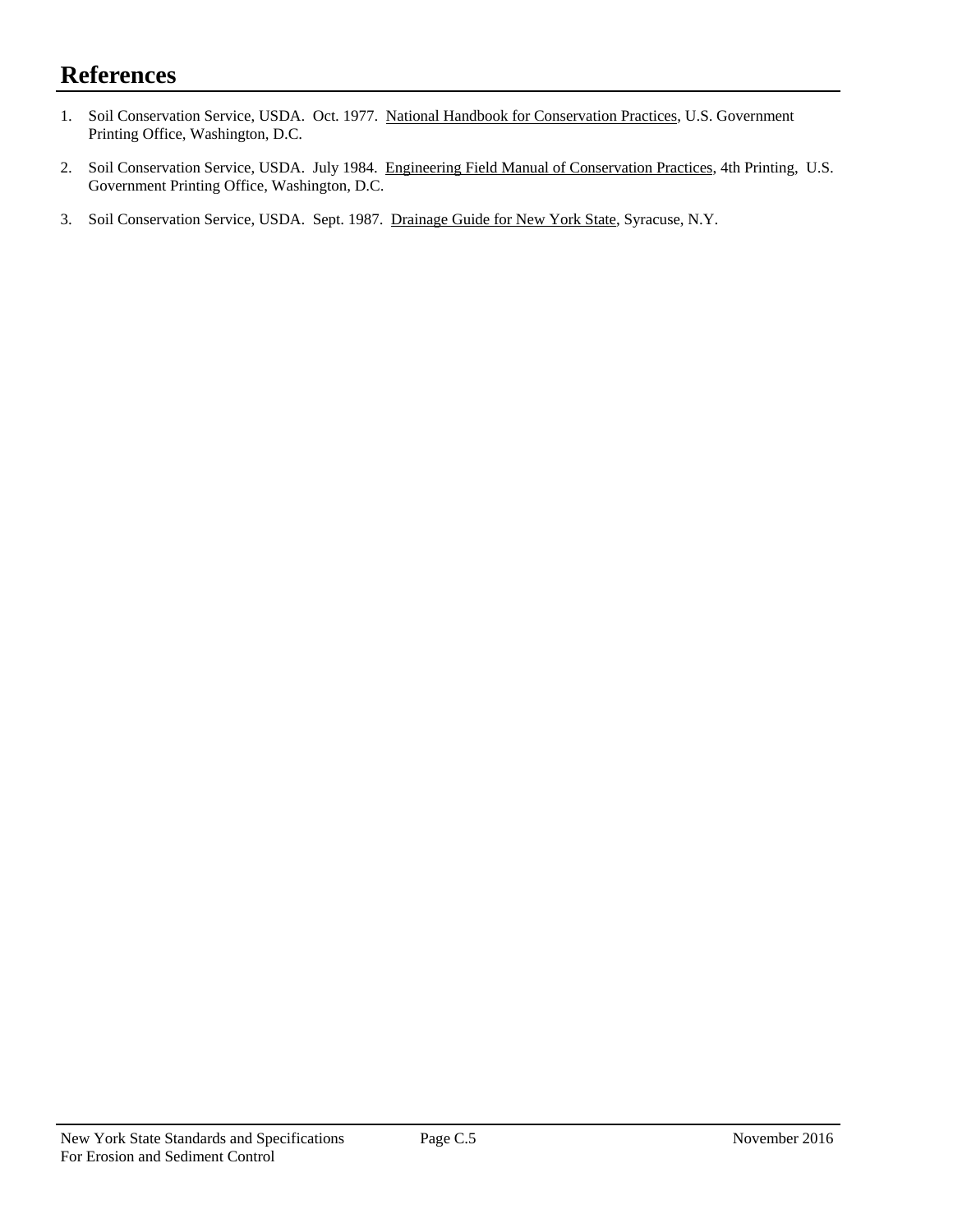# References

1. Soil Conservation Service, USDA. Oct. 1977. National Handbook for Conservation Practices, U.S. Government Printing Office, Washington, D.C.

2. Soil Conservation Service, USDA. July 1984. Engineering Field Manual of Conservation Practices, 4th Printing, U.S. Government Printing Office, Washington, D.C.

3. Soil Conservation Service, USDA. Sept. 1987. Drainage Guide for New York State, Syracuse, N.Y.